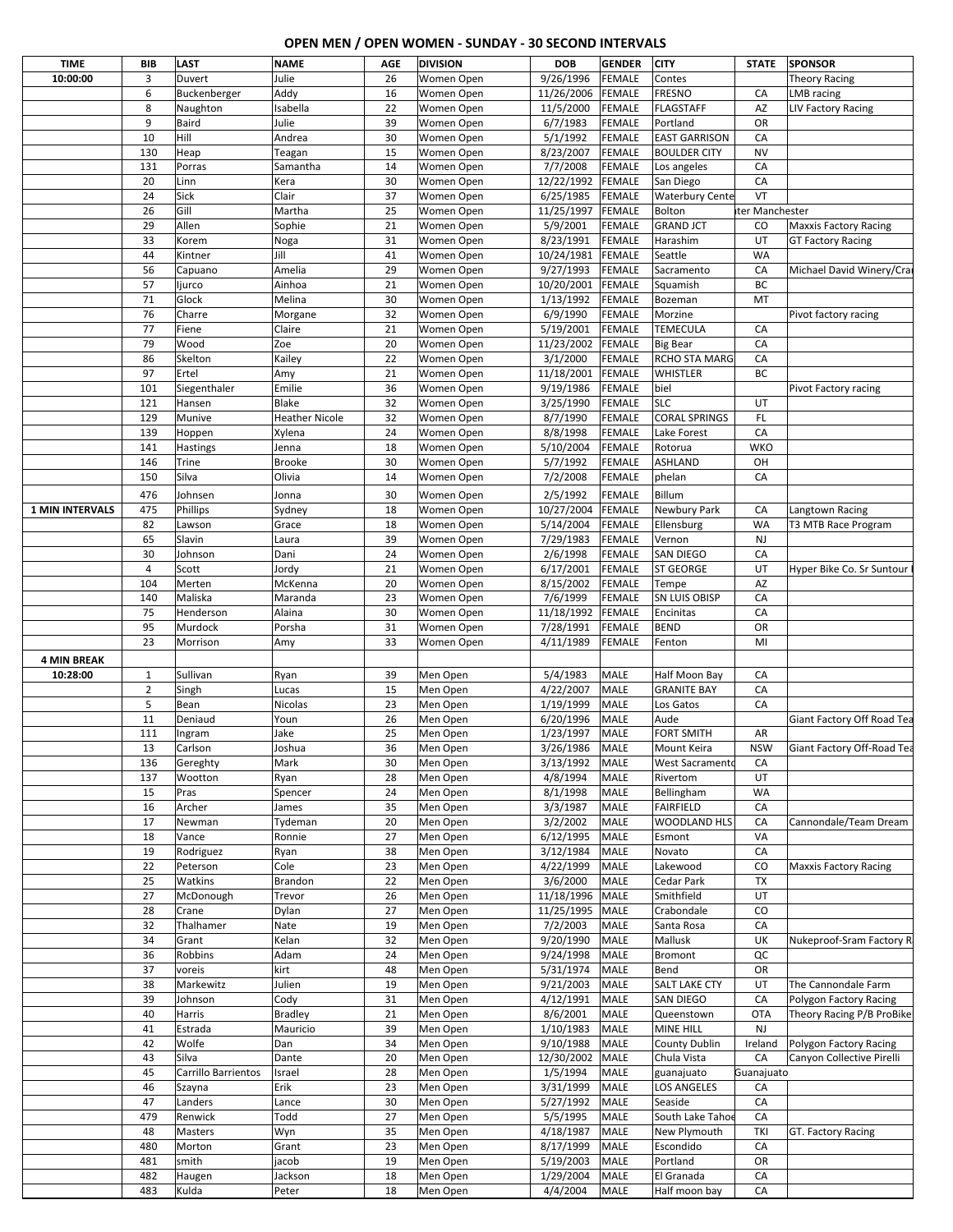# OPEN MEN / OPEN WOMEN - SUNDAY - 30 SECOND INTERVALS

| TIME | BIB | LAST | NAME | AGE | DIVISION | DOB | GENDER | CITY | STATE | SPONSOR |
|---|---|---|---|---|---|---|---|---|---|---|
| 10:00:00 | 3 | Duvert | Julie | 26 | Women Open | 9/26/1996 | FEMALE | Contes | | Theory Racing |
| | 6 | Buckenberger | Addy | 16 | Women Open | 11/26/2006 | FEMALE | FRESNO | CA | LMB racing |
| | 8 | Naughton | Isabella | 22 | Women Open | 11/5/2000 | FEMALE | FLAGSTAFF | AZ | LIV Factory Racing |
| | 9 | Baird | Julie | 39 | Women Open | 6/7/1983 | FEMALE | Portland | OR | |
| | 10 | Hill | Andrea | 30 | Women Open | 5/1/1992 | FEMALE | EAST GARRISON | CA | |
| | 130 | Heap | Teagan | 15 | Women Open | 8/23/2007 | FEMALE | BOULDER CITY | NV | |
| | 131 | Porras | Samantha | 14 | Women Open | 7/7/2008 | FEMALE | Los angeles | CA | |
| | 20 | Linn | Kera | 30 | Women Open | 12/22/1992 | FEMALE | San Diego | CA | |
| | 24 | Sick | Clair | 37 | Women Open | 6/25/1985 | FEMALE | Waterbury Cente | VT | |
| | 26 | Gill | Martha | 25 | Women Open | 11/25/1997 | FEMALE | Bolton | ter Manchester | |
| | 29 | Allen | Sophie | 21 | Women Open | 5/9/2001 | FEMALE | GRAND JCT | CO | Maxxis Factory Racing |
| | 33 | Korem | Noga | 31 | Women Open | 8/23/1991 | FEMALE | Harashim | UT | GT Factory Racing |
| | 44 | Kintner | Jill | 41 | Women Open | 10/24/1981 | FEMALE | Seattle | WA | |
| | 56 | Capuano | Amelia | 29 | Women Open | 9/27/1993 | FEMALE | Sacramento | CA | Michael David Winery/Cra |
| | 57 | Ijurco | Ainhoa | 21 | Women Open | 10/20/2001 | FEMALE | Squamish | BC | |
| | 71 | Glock | Melina | 30 | Women Open | 1/13/1992 | FEMALE | Bozeman | MT | |
| | 76 | Charre | Morgane | 32 | Women Open | 6/9/1990 | FEMALE | Morzine | | Pivot factory racing |
| | 77 | Fiene | Claire | 21 | Women Open | 5/19/2001 | FEMALE | TEMECULA | CA | |
| | 79 | Wood | Zoe | 20 | Women Open | 11/23/2002 | FEMALE | Big Bear | CA | |
| | 86 | Skelton | Kailey | 22 | Women Open | 3/1/2000 | FEMALE | RCHO STA MARG | CA | |
| | 97 | Ertel | Amy | 21 | Women Open | 11/18/2001 | FEMALE | WHISTLER | BC | |
| | 101 | Siegenthaler | Emilie | 36 | Women Open | 9/19/1986 | FEMALE | biel | | Pivot Factory racing |
| | 121 | Hansen | Blake | 32 | Women Open | 3/25/1990 | FEMALE | SLC | UT | |
| | 129 | Munive | Heather Nicole | 32 | Women Open | 8/7/1990 | FEMALE | CORAL SPRINGS | FL | |
| | 139 | Hoppen | Xylena | 24 | Women Open | 8/8/1998 | FEMALE | Lake Forest | CA | |
| | 141 | Hastings | Jenna | 18 | Women Open | 5/10/2004 | FEMALE | Rotorua | WKO | |
| | 146 | Trine | Brooke | 30 | Women Open | 5/7/1992 | FEMALE | ASHLAND | OH | |
| | 150 | Silva | Olivia | 14 | Women Open | 7/2/2008 | FEMALE | phelan | CA | |
| | 476 | Johnsen | Jonna | 30 | Women Open | 2/5/1992 | FEMALE | Billum | | |
| 1 MIN INTERVALS | 475 | Phillips | Sydney | 18 | Women Open | 10/27/2004 | FEMALE | Newbury Park | CA | Langtown Racing |
| | 82 | Lawson | Grace | 18 | Women Open | 5/14/2004 | FEMALE | Ellensburg | WA | T3 MTB Race Program |
| | 65 | Slavin | Laura | 39 | Women Open | 7/29/1983 | FEMALE | Vernon | NJ | |
| | 30 | Johnson | Dani | 24 | Women Open | 2/6/1998 | FEMALE | SAN DIEGO | CA | |
| | 4 | Scott | Jordy | 21 | Women Open | 6/17/2001 | FEMALE | ST GEORGE | UT | Hyper Bike Co. Sr Suntour |
| | 104 | Merten | McKenna | 20 | Women Open | 8/15/2002 | FEMALE | Tempe | AZ | |
| | 140 | Maliska | Maranda | 23 | Women Open | 7/6/1999 | FEMALE | SN LUIS OBISP | CA | |
| | 75 | Henderson | Alaina | 30 | Women Open | 11/18/1992 | FEMALE | Encinitas | CA | |
| | 95 | Murdock | Porsha | 31 | Women Open | 7/28/1991 | FEMALE | BEND | OR | |
| | 23 | Morrison | Amy | 33 | Women Open | 4/11/1989 | FEMALE | Fenton | MI | |
| 4 MIN BREAK | | | | | | | | | | |
| 10:28:00 | 1 | Sullivan | Ryan | 39 | Men Open | 5/4/1983 | MALE | Half Moon Bay | CA | |
| | 2 | Singh | Lucas | 15 | Men Open | 4/22/2007 | MALE | GRANITE BAY | CA | |
| | 5 | Bean | Nicolas | 23 | Men Open | 1/19/1999 | MALE | Los Gatos | CA | |
| | 11 | Deniaud | Youn | 26 | Men Open | 6/20/1996 | MALE | Aude | | Giant Factory Off Road Tea |
| | 111 | Ingram | Jake | 25 | Men Open | 1/23/1997 | MALE | FORT SMITH | AR | |
| | 13 | Carlson | Joshua | 36 | Men Open | 3/26/1986 | MALE | Mount Keira | NSW | Giant Factory Off-Road Tea |
| | 136 | Gereghty | Mark | 30 | Men Open | 3/13/1992 | MALE | West Sacramento | CA | |
| | 137 | Wootton | Ryan | 28 | Men Open | 4/8/1994 | MALE | Rivertom | UT | |
| | 15 | Pras | Spencer | 24 | Men Open | 8/1/1998 | MALE | Bellingham | WA | |
| | 16 | Archer | James | 35 | Men Open | 3/3/1987 | MALE | FAIRFIELD | CA | |
| | 17 | Newman | Tydeman | 20 | Men Open | 3/2/2002 | MALE | WOODLAND HLS | CA | Cannondale/Team Dream |
| | 18 | Vance | Ronnie | 27 | Men Open | 6/12/1995 | MALE | Esmont | VA | |
| | 19 | Rodriguez | Ryan | 38 | Men Open | 3/12/1984 | MALE | Novato | CA | |
| | 22 | Peterson | Cole | 23 | Men Open | 4/22/1999 | MALE | Lakewood | CO | Maxxis Factory Racing |
| | 25 | Watkins | Brandon | 22 | Men Open | 3/6/2000 | MALE | Cedar Park | TX | |
| | 27 | McDonough | Trevor | 26 | Men Open | 11/18/1996 | MALE | Smithfield | UT | |
| | 28 | Crane | Dylan | 27 | Men Open | 11/25/1995 | MALE | Crabondale | CO | |
| | 32 | Thalhamer | Nate | 19 | Men Open | 7/2/2003 | MALE | Santa Rosa | CA | |
| | 34 | Grant | Kelan | 32 | Men Open | 9/20/1990 | MALE | Mallusk | UK | Nukeproof-Sram Factory R |
| | 36 | Robbins | Adam | 24 | Men Open | 9/24/1998 | MALE | Bromont | QC | |
| | 37 | voreis | kirt | 48 | Men Open | 5/31/1974 | MALE | Bend | OR | |
| | 38 | Markewitz | Julien | 19 | Men Open | 9/21/2003 | MALE | SALT LAKE CTY | UT | The Cannondale Farm |
| | 39 | Johnson | Cody | 31 | Men Open | 4/12/1991 | MALE | SAN DIEGO | CA | Polygon Factory Racing |
| | 40 | Harris | Bradley | 21 | Men Open | 8/6/2001 | MALE | Queenstown | OTA | Theory Racing P/B ProBike |
| | 41 | Estrada | Mauricio | 39 | Men Open | 1/10/1983 | MALE | MINE HILL | NJ | |
| | 42 | Wolfe | Dan | 34 | Men Open | 9/10/1988 | MALE | County Dublin | Ireland | Polygon Factory Racing |
| | 43 | Silva | Dante | 20 | Men Open | 12/30/2002 | MALE | Chula Vista | CA | Canyon Collective Pirelli |
| | 45 | Carrillo Barrientos | Israel | 28 | Men Open | 1/5/1994 | MALE | guanajuato | Guanajuato | |
| | 46 | Szayna | Erik | 23 | Men Open | 3/31/1999 | MALE | LOS ANGELES | CA | |
| | 47 | Landers | Lance | 30 | Men Open | 5/27/1992 | MALE | Seaside | CA | |
| | 479 | Renwick | Todd | 27 | Men Open | 5/5/1995 | MALE | South Lake Tahoe | CA | |
| | 48 | Masters | Wyn | 35 | Men Open | 4/18/1987 | MALE | New Plymouth | TKI | GT. Factory Racing |
| | 480 | Morton | Grant | 23 | Men Open | 8/17/1999 | MALE | Escondido | CA | |
| | 481 | smith | jacob | 19 | Men Open | 5/19/2003 | MALE | Portland | OR | |
| | 482 | Haugen | Jackson | 18 | Men Open | 1/29/2004 | MALE | El Granada | CA | |
| | 483 | Kulda | Peter | 18 | Men Open | 4/4/2004 | MALE | Half moon bay | CA | |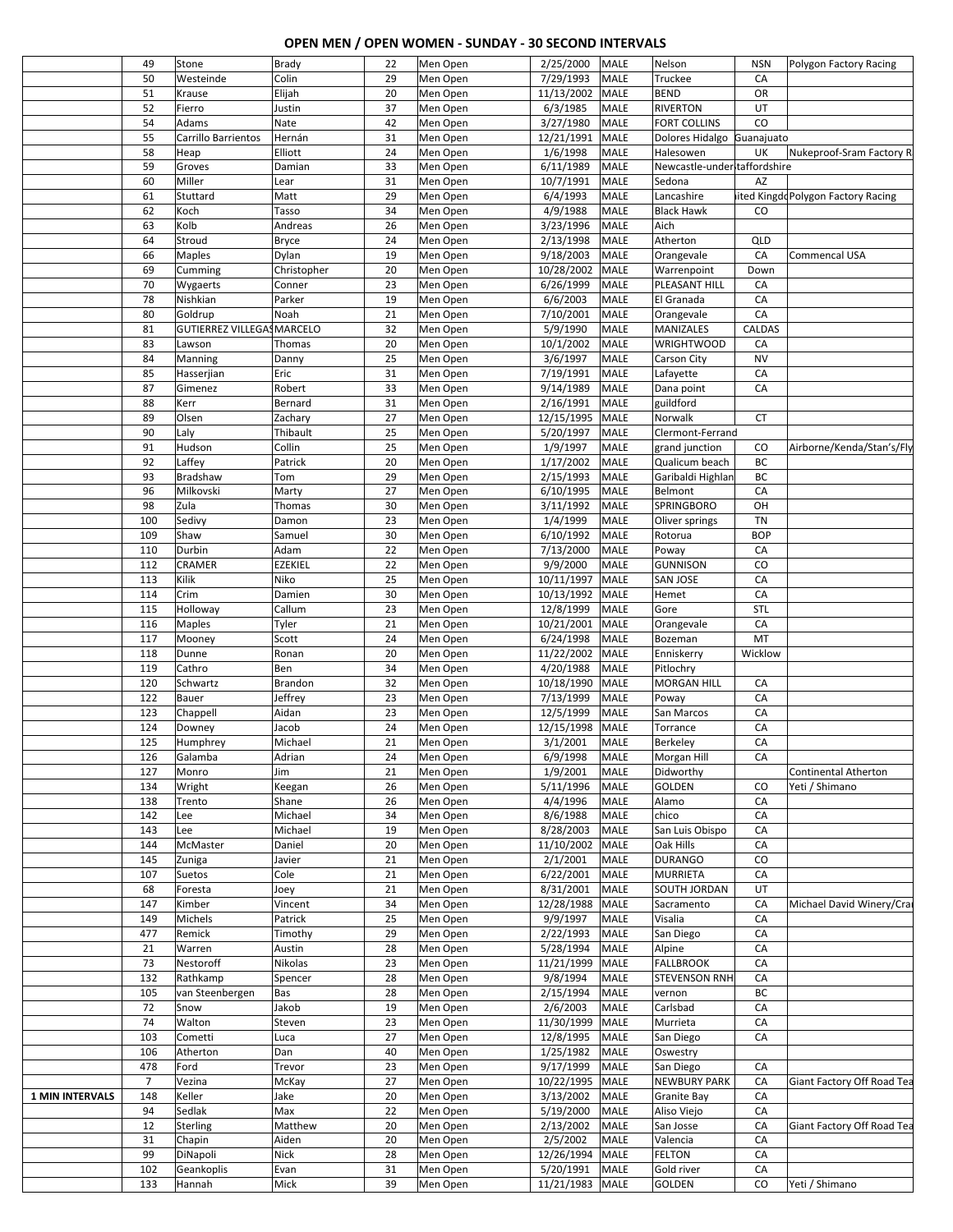# OPEN MEN / OPEN WOMEN - SUNDAY - 30 SECOND INTERVALS

| | | | | | | | | | | |
|---|---|---|---|---|---|---|---|---|---|---|
| | 49 | Stone | Brady | 22 | Men Open | 2/25/2000 | MALE | Nelson | NSN | Polygon Factory Racing |
| | 50 | Westeinde | Colin | 29 | Men Open | 7/29/1993 | MALE | Truckee | CA | |
| | 51 | Krause | Elijah | 20 | Men Open | 11/13/2002 | MALE | BEND | OR | |
| | 52 | Fierro | Justin | 37 | Men Open | 6/3/1985 | MALE | RIVERTON | UT | |
| | 54 | Adams | Nate | 42 | Men Open | 3/27/1980 | MALE | FORT COLLINS | CO | |
| | 55 | Carrillo Barrientos | Hernán | 31 | Men Open | 12/21/1991 | MALE | Dolores Hidalgo | Guanajuato | |
| | 58 | Heap | Elliott | 24 | Men Open | 1/6/1998 | MALE | Halesowen | UK | Nukeproof-Sram Factory R |
| | 59 | Groves | Damian | 33 | Men Open | 6/11/1989 | MALE | Newcastle-under-Staffordshire | | |
| | 60 | Miller | Lear | 31 | Men Open | 10/7/1991 | MALE | Sedona | AZ | |
| | 61 | Stuttard | Matt | 29 | Men Open | 6/4/1993 | MALE | Lancashire | ited Kingdo | Polygon Factory Racing |
| | 62 | Koch | Tasso | 34 | Men Open | 4/9/1988 | MALE | Black Hawk | CO | |
| | 63 | Kolb | Andreas | 26 | Men Open | 3/23/1996 | MALE | Aich | | |
| | 64 | Stroud | Bryce | 24 | Men Open | 2/13/1998 | MALE | Atherton | QLD | |
| | 66 | Maples | Dylan | 19 | Men Open | 9/18/2003 | MALE | Orangevale | CA | Commencal USA |
| | 69 | Cumming | Christopher | 20 | Men Open | 10/28/2002 | MALE | Warrenpoint | Down | |
| | 70 | Wygaerts | Conner | 23 | Men Open | 6/26/1999 | MALE | PLEASANT HILL | CA | |
| | 78 | Nishkian | Parker | 19 | Men Open | 6/6/2003 | MALE | El Granada | CA | |
| | 80 | Goldrup | Noah | 21 | Men Open | 7/10/2001 | MALE | Orangevale | CA | |
| | 81 | GUTIERREZ VILLEGAS | MARCELO | 32 | Men Open | 5/9/1990 | MALE | MANIZALES | CALDAS | |
| | 83 | Lawson | Thomas | 20 | Men Open | 10/1/2002 | MALE | WRIGHTWOOD | CA | |
| | 84 | Manning | Danny | 25 | Men Open | 3/6/1997 | MALE | Carson City | NV | |
| | 85 | Hasserjian | Eric | 31 | Men Open | 7/19/1991 | MALE | Lafayette | CA | |
| | 87 | Gimenez | Robert | 33 | Men Open | 9/14/1989 | MALE | Dana point | CA | |
| | 88 | Kerr | Bernard | 31 | Men Open | 2/16/1991 | MALE | guildford | | |
| | 89 | Olsen | Zachary | 27 | Men Open | 12/15/1995 | MALE | Norwalk | CT | |
| | 90 | Laly | Thibault | 25 | Men Open | 5/20/1997 | MALE | Clermont-Ferrand | | |
| | 91 | Hudson | Collin | 25 | Men Open | 1/9/1997 | MALE | grand junction | CO | Airborne/Kenda/Stan's/Fly |
| | 92 | Laffey | Patrick | 20 | Men Open | 1/17/2002 | MALE | Qualicum beach | BC | |
| | 93 | Bradshaw | Tom | 29 | Men Open | 2/15/1993 | MALE | Garibaldi Highlan | BC | |
| | 96 | Milkovski | Marty | 27 | Men Open | 6/10/1995 | MALE | Belmont | CA | |
| | 98 | Zula | Thomas | 30 | Men Open | 3/11/1992 | MALE | SPRINGBORO | OH | |
| | 100 | Sedivy | Damon | 23 | Men Open | 1/4/1999 | MALE | Oliver springs | TN | |
| | 109 | Shaw | Samuel | 30 | Men Open | 6/10/1992 | MALE | Rotorua | BOP | |
| | 110 | Durbin | Adam | 22 | Men Open | 7/13/2000 | MALE | Poway | CA | |
| | 112 | CRAMER | EZEKIEL | 22 | Men Open | 9/9/2000 | MALE | GUNNISON | CO | |
| | 113 | Kilik | Niko | 25 | Men Open | 10/11/1997 | MALE | SAN JOSE | CA | |
| | 114 | Crim | Damien | 30 | Men Open | 10/13/1992 | MALE | Hemet | CA | |
| | 115 | Holloway | Callum | 23 | Men Open | 12/8/1999 | MALE | Gore | STL | |
| | 116 | Maples | Tyler | 21 | Men Open | 10/21/2001 | MALE | Orangevale | CA | |
| | 117 | Mooney | Scott | 24 | Men Open | 6/24/1998 | MALE | Bozeman | MT | |
| | 118 | Dunne | Ronan | 20 | Men Open | 11/22/2002 | MALE | Enniskerry | Wicklow | |
| | 119 | Cathro | Ben | 34 | Men Open | 4/20/1988 | MALE | Pitlochry | | |
| | 120 | Schwartz | Brandon | 32 | Men Open | 10/18/1990 | MALE | MORGAN HILL | CA | |
| | 122 | Bauer | Jeffrey | 23 | Men Open | 7/13/1999 | MALE | Poway | CA | |
| | 123 | Chappell | Aidan | 23 | Men Open | 12/5/1999 | MALE | San Marcos | CA | |
| | 124 | Downey | Jacob | 24 | Men Open | 12/15/1998 | MALE | Torrance | CA | |
| | 125 | Humphrey | Michael | 21 | Men Open | 3/1/2001 | MALE | Berkeley | CA | |
| | 126 | Galamba | Adrian | 24 | Men Open | 6/9/1998 | MALE | Morgan Hill | CA | |
| | 127 | Monro | Jim | 21 | Men Open | 1/9/2001 | MALE | Didworthy | | Continental Atherton |
| | 134 | Wright | Keegan | 26 | Men Open | 5/11/1996 | MALE | GOLDEN | CO | Yeti / Shimano |
| | 138 | Trento | Shane | 26 | Men Open | 4/4/1996 | MALE | Alamo | CA | |
| | 142 | Lee | Michael | 34 | Men Open | 8/6/1988 | MALE | chico | CA | |
| | 143 | Lee | Michael | 19 | Men Open | 8/28/2003 | MALE | San Luis Obispo | CA | |
| | 144 | McMaster | Daniel | 20 | Men Open | 11/10/2002 | MALE | Oak Hills | CA | |
| | 145 | Zuniga | Javier | 21 | Men Open | 2/1/2001 | MALE | DURANGO | CO | |
| | 107 | Suetos | Cole | 21 | Men Open | 6/22/2001 | MALE | MURRIETA | CA | |
| | 68 | Foresta | Joey | 21 | Men Open | 8/31/2001 | MALE | SOUTH JORDAN | UT | |
| | 147 | Kimber | Vincent | 34 | Men Open | 12/28/1988 | MALE | Sacramento | CA | Michael David Winery/Cra |
| | 149 | Michels | Patrick | 25 | Men Open | 9/9/1997 | MALE | Visalia | CA | |
| | 477 | Remick | Timothy | 29 | Men Open | 2/22/1993 | MALE | San Diego | CA | |
| | 21 | Warren | Austin | 28 | Men Open | 5/28/1994 | MALE | Alpine | CA | |
| | 73 | Nestoroff | Nikolas | 23 | Men Open | 11/21/1999 | MALE | FALLBROOK | CA | |
| | 132 | Rathkamp | Spencer | 28 | Men Open | 9/8/1994 | MALE | STEVENSON RNH | CA | |
| | 105 | van Steenbergen | Bas | 28 | Men Open | 2/15/1994 | MALE | vernon | BC | |
| | 72 | Snow | Jakob | 19 | Men Open | 2/6/2003 | MALE | Carlsbad | CA | |
| | 74 | Walton | Steven | 23 | Men Open | 11/30/1999 | MALE | Murrieta | CA | |
| | 103 | Cometti | Luca | 27 | Men Open | 12/8/1995 | MALE | San Diego | CA | |
| | 106 | Atherton | Dan | 40 | Men Open | 1/25/1982 | MALE | Oswestry | | |
| | 478 | Ford | Trevor | 23 | Men Open | 9/17/1999 | MALE | San Diego | CA | |
| | 7 | Vezina | McKay | 27 | Men Open | 10/22/1995 | MALE | NEWBURY PARK | CA | Giant Factory Off Road Tea |
| **1 MIN INTERVALS** | 148 | Keller | Jake | 20 | Men Open | 3/13/2002 | MALE | Granite Bay | CA | |
| | 94 | Sedlak | Max | 22 | Men Open | 5/19/2000 | MALE | Aliso Viejo | CA | |
| | 12 | Sterling | Matthew | 20 | Men Open | 2/13/2002 | MALE | San Josse | CA | Giant Factory Off Road Tea |
| | 31 | Chapin | Aiden | 20 | Men Open | 2/5/2002 | MALE | Valencia | CA | |
| | 99 | DiNapoli | Nick | 28 | Men Open | 12/26/1994 | MALE | FELTON | CA | |
| | 102 | Geankoplis | Evan | 31 | Men Open | 5/20/1991 | MALE | Gold river | CA | |
| | 133 | Hannah | Mick | 39 | Men Open | 11/21/1983 | MALE | GOLDEN | CO | Yeti / Shimano |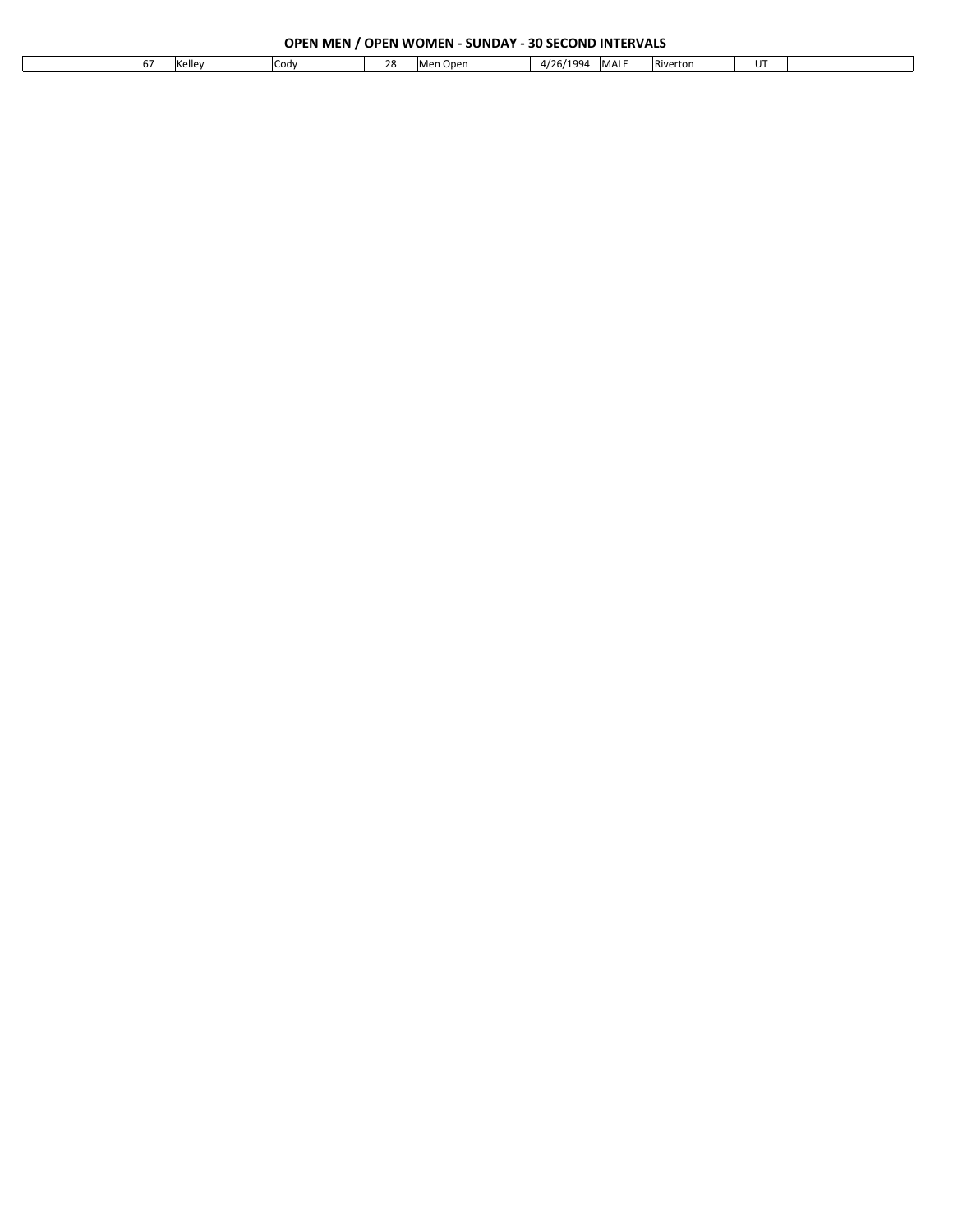**OPEN MEN / OPEN WOMEN - SUNDAY - 30 SECOND INTERVALS**

| | | | | | | | | | | |
|---|---|---|---|---|---|---|---|---|---|---|
| | 67 | Kelley | Cody | 28 | Men Open | 4/26/1994 | MALE | Riverton | UT | |